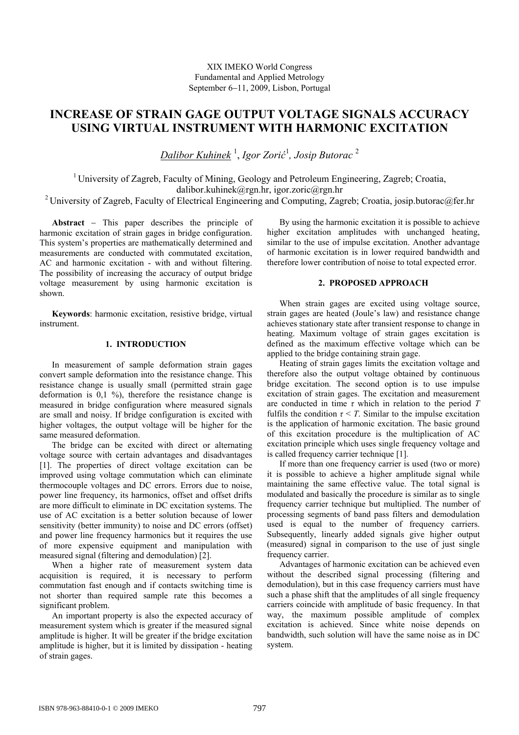XIX IMEKO World Congress
Fundamental and Applied Metrology
September 6−11, 2009, Lisbon, Portugal

# INCREASE OF STRAIN GAGE OUTPUT VOLTAGE SIGNALS ACCURACY USING VIRTUAL INSTRUMENT WITH HARMONIC EXCITATION

*Dalibor Kuhinek* [1], *Igor Zorić*[1], *Josip Butorac* [2]

[1] University of Zagreb, Faculty of Mining, Geology and Petroleum Engineering, Zagreb; Croatia, dalibor.kuhinek@rgn.hr, igor.zoric@rgn.hr

[2] University of Zagreb, Faculty of Electrical Engineering and Computing, Zagreb; Croatia, josip.butorac@fer.hr

**Abstract** − This paper describes the principle of harmonic excitation of strain gages in bridge configuration. This system's properties are mathematically determined and measurements are conducted with commutated excitation, AC and harmonic excitation - with and without filtering. The possibility of increasing the accuracy of output bridge voltage measurement by using harmonic excitation is shown.

**Keywords**: harmonic excitation, resistive bridge, virtual instrument.

## 1. INTRODUCTION

In measurement of sample deformation strain gages convert sample deformation into the resistance change. This resistance change is usually small (permitted strain gage deformation is 0,1 %), therefore the resistance change is measured in bridge configuration where measured signals are small and noisy. If bridge configuration is excited with higher voltages, the output voltage will be higher for the same measured deformation.

The bridge can be excited with direct or alternating voltage source with certain advantages and disadvantages [1]. The properties of direct voltage excitation can be improved using voltage commutation which can eliminate thermocouple voltages and DC errors. Errors due to noise, power line frequency, its harmonics, offset and offset drifts are more difficult to eliminate in DC excitation systems. The use of AC excitation is a better solution because of lower sensitivity (better immunity) to noise and DC errors (offset) and power line frequency harmonics but it requires the use of more expensive equipment and manipulation with measured signal (filtering and demodulation) [2].

When a higher rate of measurement system data acquisition is required, it is necessary to perform commutation fast enough and if contacts switching time is not shorter than required sample rate this becomes a significant problem.

An important property is also the expected accuracy of measurement system which is greater if the measured signal amplitude is higher. It will be greater if the bridge excitation amplitude is higher, but it is limited by dissipation - heating of strain gages.

By using the harmonic excitation it is possible to achieve higher excitation amplitudes with unchanged heating, similar to the use of impulse excitation. Another advantage of harmonic excitation is in lower required bandwidth and therefore lower contribution of noise to total expected error.

## 2. PROPOSED APPROACH

When strain gages are excited using voltage source, strain gages are heated (Joule's law) and resistance change achieves stationary state after transient response to change in heating. Maximum voltage of strain gages excitation is defined as the maximum effective voltage which can be applied to the bridge containing strain gage.

Heating of strain gages limits the excitation voltage and therefore also the output voltage obtained by continuous bridge excitation. The second option is to use impulse excitation of strain gages. The excitation and measurement are conducted in time $\tau$ which in relation to the period $T$ fulfils the condition $\tau < T$. Similar to the impulse excitation is the application of harmonic excitation. The basic ground of this excitation procedure is the multiplication of AC excitation principle which uses single frequency voltage and is called frequency carrier technique [1].

If more than one frequency carrier is used (two or more) it is possible to achieve a higher amplitude signal while maintaining the same effective value. The total signal is modulated and basically the procedure is similar as to single frequency carrier technique but multiplied. The number of processing segments of band pass filters and demodulation used is equal to the number of frequency carriers. Subsequently, linearly added signals give higher output (measured) signal in comparison to the use of just single frequency carrier.

Advantages of harmonic excitation can be achieved even without the described signal processing (filtering and demodulation), but in this case frequency carriers must have such a phase shift that the amplitudes of all single frequency carriers coincide with amplitude of basic frequency. In that way, the maximum possible amplitude of complex excitation is achieved. Since white noise depends on bandwidth, such solution will have the same noise as in DC system.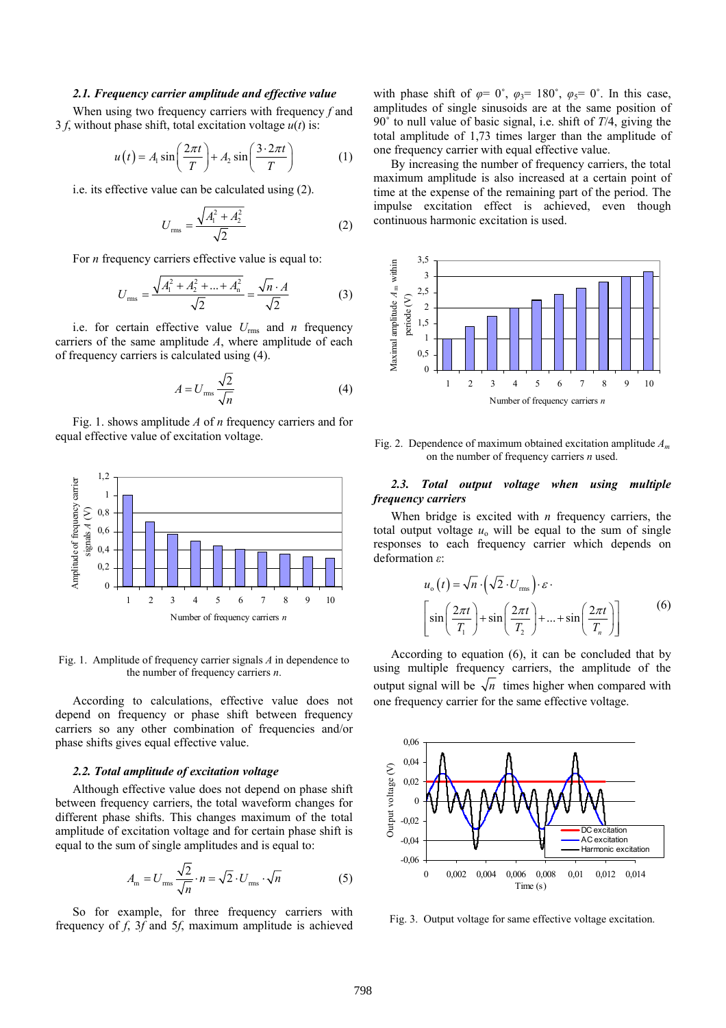### 2.1. Frequency carrier amplitude and effective value

When using two frequency carriers with frequency $f$ and $3f$, without phase shift, total excitation voltage $u(t)$ is:

$$u(t) = A_1 \sin\left(\frac{2\pi t}{T}\right) + A_2 \sin\left(\frac{3 \cdot 2\pi t}{T}\right) \tag{1}$$

i.e. its effective value can be calculated using (2).

$$U_{\mathrm{rms}} = \frac{\sqrt{A_1^2 + A_2^2}}{\sqrt{2}} \tag{2}$$

For $n$ frequency carriers effective value is equal to:

$$U_{\mathrm{rms}} = \frac{\sqrt{A_1^2 + A_2^2 + \ldots + A_n^2}}{\sqrt{2}} = \frac{\sqrt{n} \cdot A}{\sqrt{2}} \tag{3}$$

i.e. for certain effective value $U_{\mathrm{rms}}$ and $n$ frequency carriers of the same amplitude $A$, where amplitude of each of frequency carriers is calculated using (4).

$$A = U_{\mathrm{rms}} \frac{\sqrt{2}}{\sqrt{n}} \tag{4}$$

Fig. 1. shows amplitude $A$ of $n$ frequency carriers and for equal effective value of excitation voltage.

Fig. 1. Amplitude of frequency carrier signals $A$ in dependence to the number of frequency carriers $n$.

According to calculations, effective value does not depend on frequency or phase shift between frequency carriers so any other combination of frequencies and/or phase shifts gives equal effective value.

### 2.2. Total amplitude of excitation voltage

Although effective value does not depend on phase shift between frequency carriers, the total waveform changes for different phase shifts. This changes maximum of the total amplitude of excitation voltage and for certain phase shift is equal to the sum of single amplitudes and is equal to:

$$A_{\mathrm{m}} = U_{\mathrm{rms}} \frac{\sqrt{2}}{\sqrt{n}} \cdot n = \sqrt{2} \cdot U_{\mathrm{rms}} \cdot \sqrt{n} \tag{5}$$

So for example, for three frequency carriers with frequency of $f$, $3f$ and $5f$, maximum amplitude is achieved with phase shift of $\varphi = 0^\circ$, $\varphi_3 = 180^\circ$, $\varphi_5 = 0^\circ$. In this case, amplitudes of single sinusoids are at the same position of $90^\circ$ to null value of basic signal, i.e. shift of $T/4$, giving the total amplitude of 1,73 times larger than the amplitude of one frequency carrier with equal effective value.

By increasing the number of frequency carriers, the total maximum amplitude is also increased at a certain point of time at the expense of the remaining part of the period. The impulse excitation effect is achieved, even though continuous harmonic excitation is used.

Fig. 2. Dependence of maximum obtained excitation amplitude $A_m$ on the number of frequency carriers $n$ used.

### 2.3. Total output voltage when using multiple frequency carriers

When bridge is excited with $n$ frequency carriers, the total output voltage $u_{\mathrm{o}}$ will be equal to the sum of single responses to each frequency carrier which depends on deformation $\varepsilon$:

$$u_{\mathrm{o}}(t) = \sqrt{n} \cdot \left(\sqrt{2} \cdot U_{\mathrm{rms}}\right) \cdot \varepsilon \cdot \left[\sin\left(\frac{2\pi t}{T_1}\right) + \sin\left(\frac{2\pi t}{T_2}\right) + \ldots + \sin\left(\frac{2\pi t}{T_n}\right)\right] \tag{6}$$

According to equation (6), it can be concluded that by using multiple frequency carriers, the amplitude of the output signal will be $\sqrt{n}$ times higher when compared with one frequency carrier for the same effective voltage.

Fig. 3. Output voltage for same effective voltage excitation.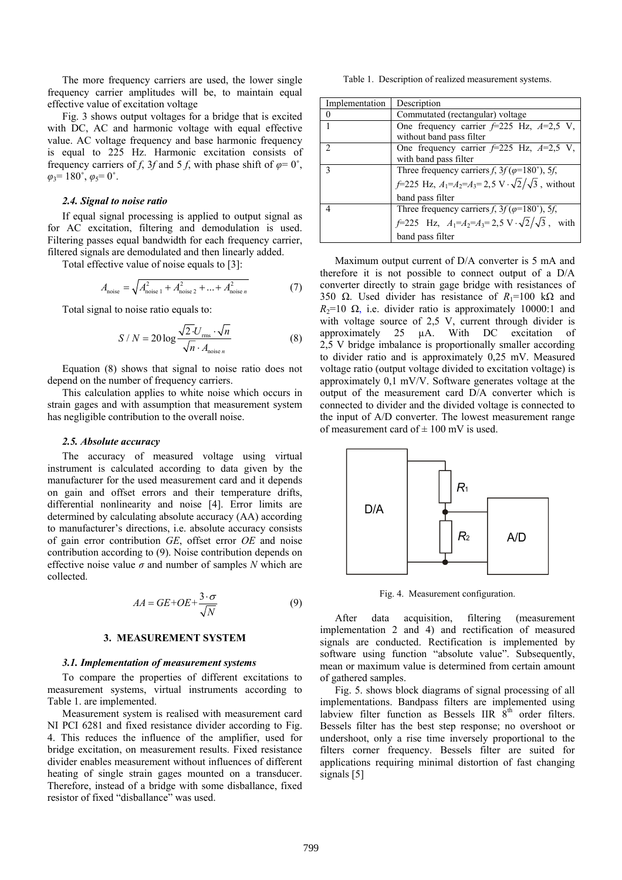The more frequency carriers are used, the lower single frequency carrier amplitudes will be, to maintain equal effective value of excitation voltage

Fig. 3 shows output voltages for a bridge that is excited with DC, AC and harmonic voltage with equal effective value. AC voltage frequency and base harmonic frequency is equal to 225 Hz. Harmonic excitation consists of frequency carriers of $f$, $3f$ and $5f$, with phase shift of $\varphi = 0^\circ$, $\varphi_3 = 180^\circ$, $\varphi_5 = 0^\circ$.

### *2.4. Signal to noise ratio*

If equal signal processing is applied to output signal as for AC excitation, filtering and demodulation is used. Filtering passes equal bandwidth for each frequency carrier, filtered signals are demodulated and then linearly added.

Total effective value of noise equals to [3]:

$$A_{\text{noise}} = \sqrt{A_{\text{noise }1}^2 + A_{\text{noise }2}^2 + \ldots + A_{\text{noise }n}^2} \tag{7}$$

Total signal to noise ratio equals to:

$$S/N = 20\log \frac{\sqrt{2} \cdot U_{\text{rms}} \cdot \sqrt{n}}{\sqrt{n} \cdot A_{\text{noise }n}} \tag{8}$$

Equation (8) shows that signal to noise ratio does not depend on the number of frequency carriers.

This calculation applies to white noise which occurs in strain gages and with assumption that measurement system has negligible contribution to the overall noise.

### *2.5. Absolute accuracy*

The accuracy of measured voltage using virtual instrument is calculated according to data given by the manufacturer for the used measurement card and it depends on gain and offset errors and their temperature drifts, differential nonlinearity and noise [4]. Error limits are determined by calculating absolute accuracy (AA) according to manufacturer's directions, i.e. absolute accuracy consists of gain error contribution *GE*, offset error *OE* and noise contribution according to (9). Noise contribution depends on effective noise value $\sigma$ and number of samples $N$ which are collected.

$$AA = GE + OE + \frac{3 \cdot \sigma}{\sqrt{N}} \tag{9}$$

## 3. MEASUREMENT SYSTEM

### *3.1. Implementation of measurement systems*

To compare the properties of different excitations to measurement systems, virtual instruments according to Table 1. are implemented.

Measurement system is realised with measurement card NI PCI 6281 and fixed resistance divider according to Fig. 4. This reduces the influence of the amplifier, used for bridge excitation, on measurement results. Fixed resistance divider enables measurement without influences of different heating of single strain gages mounted on a transducer. Therefore, instead of a bridge with some disballance, fixed resistor of fixed "disballance" was used.

Table 1. Description of realized measurement systems.

| Implementation | Description |
|---|---|
| 0 | Commutated (rectangular) voltage |
| 1 | One frequency carrier $f$=225 Hz, $A$=2,5 V, without band pass filter |
| 2 | One frequency carrier $f$=225 Hz, $A$=2,5 V, with band pass filter |
| 3 | Three frequency carriers $f$, $3f$ ($\varphi$=180˚), $5f$, $f$=225 Hz, $A_1$=$A_2$=$A_3$= $2{,}5\text{ V} \cdot \sqrt{2}/\sqrt{3}$ , without band pass filter |
| 4 | Three frequency carriers $f$, $3f$ ($\varphi$=180˚), $5f$, $f$=225 Hz, $A_1$=$A_2$=$A_3$= $2{,}5\text{ V} \cdot \sqrt{2}/\sqrt{3}$ , with band pass filter |

Maximum output current of D/A converter is 5 mA and therefore it is not possible to connect output of a D/A converter directly to strain gage bridge with resistances of 350 Ω. Used divider has resistance of $R_1$=100 kΩ and $R_2$=10 Ω, i.e. divider ratio is approximately 10000:1 and with voltage source of 2,5 V, current through divider is approximately 25 μA. With DC excitation of 2,5 V bridge imbalance is proportionally smaller according to divider ratio and is approximately 0,25 mV. Measured voltage ratio (output voltage divided to excitation voltage) is approximately 0,1 mV/V. Software generates voltage at the output of the measurement card D/A converter which is connected to divider and the divided voltage is connected to the input of A/D converter. The lowest measurement range of measurement card of ± 100 mV is used.

Fig. 4. Measurement configuration.

After data acquisition, filtering (measurement implementation 2 and 4) and rectification of measured signals are conducted. Rectification is implemented by software using function "absolute value". Subsequently, mean or maximum value is determined from certain amount of gathered samples.

Fig. 5. shows block diagrams of signal processing of all implementations. Bandpass filters are implemented using labview filter function as Bessels IIR 8[th] order filters. Bessels filter has the best step response; no overshoot or undershoot, only a rise time inversely proportional to the filters corner frequency. Bessels filter are suited for applications requiring minimal distortion of fast changing signals [5]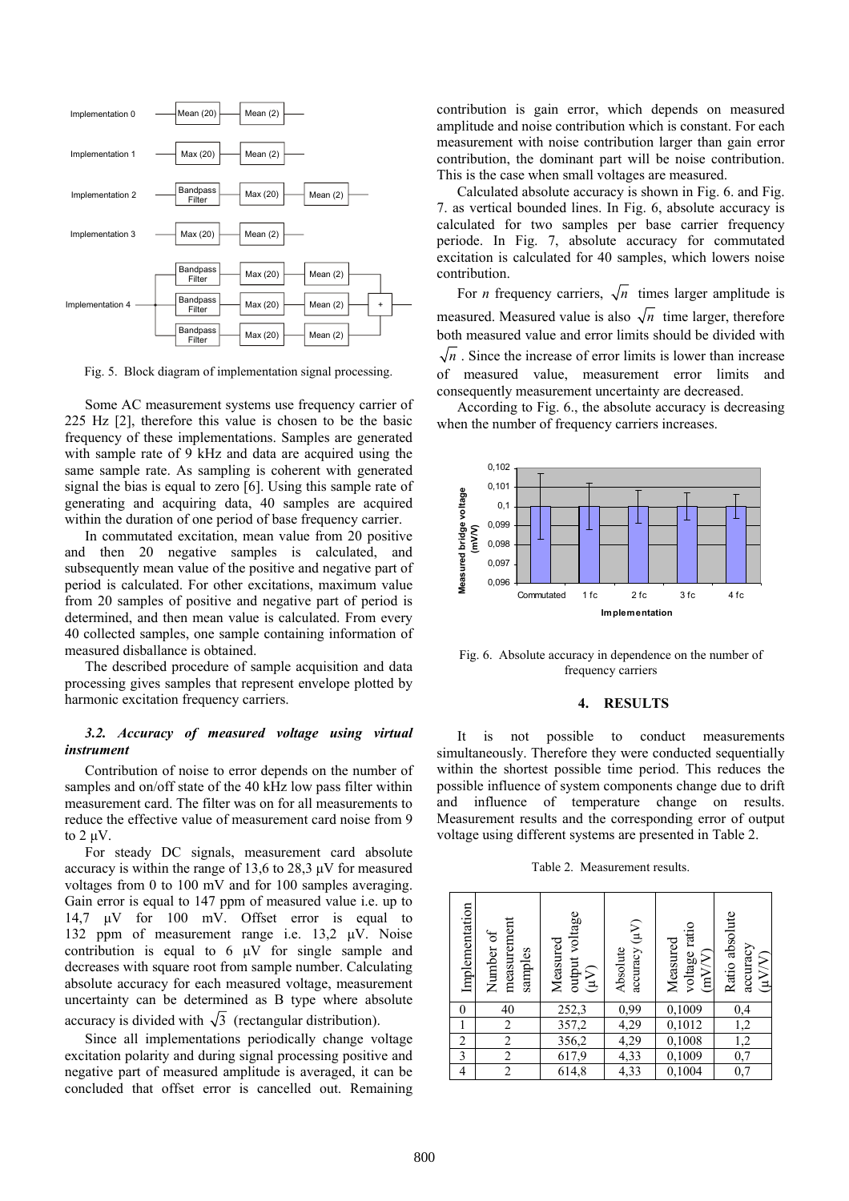Fig. 5. Block diagram of implementation signal processing.

Some AC measurement systems use frequency carrier of 225 Hz [2], therefore this value is chosen to be the basic frequency of these implementations. Samples are generated with sample rate of 9 kHz and data are acquired using the same sample rate. As sampling is coherent with generated signal the bias is equal to zero [6]. Using this sample rate of generating and acquiring data, 40 samples are acquired within the duration of one period of base frequency carrier.

In commutated excitation, mean value from 20 positive and then 20 negative samples is calculated, and subsequently mean value of the positive and negative part of period is calculated. For other excitations, maximum value from 20 samples of positive and negative part of period is determined, and then mean value is calculated. From every 40 collected samples, one sample containing information of measured disballance is obtained.

The described procedure of sample acquisition and data processing gives samples that represent envelope plotted by harmonic excitation frequency carriers.

### *3.2. Accuracy of measured voltage using virtual instrument*

Contribution of noise to error depends on the number of samples and on/off state of the 40 kHz low pass filter within measurement card. The filter was on for all measurements to reduce the effective value of measurement card noise from 9 to 2 μV.

For steady DC signals, measurement card absolute accuracy is within the range of 13,6 to 28,3 μV for measured voltages from 0 to 100 mV and for 100 samples averaging. Gain error is equal to 147 ppm of measured value i.e. up to 14,7 μV for 100 mV. Offset error is equal to 132 ppm of measurement range i.e. 13,2 μV. Noise contribution is equal to 6 μV for single sample and decreases with square root from sample number. Calculating absolute accuracy for each measured voltage, measurement uncertainty can be determined as B type where absolute accuracy is divided with $\sqrt{3}$ (rectangular distribution).

Since all implementations periodically change voltage excitation polarity and during signal processing positive and negative part of measured amplitude is averaged, it can be concluded that offset error is cancelled out. Remaining contribution is gain error, which depends on measured amplitude and noise contribution which is constant. For each measurement with noise contribution larger than gain error contribution, the dominant part will be noise contribution. This is the case when small voltages are measured.

Calculated absolute accuracy is shown in Fig. 6. and Fig. 7. as vertical bounded lines. In Fig. 6, absolute accuracy is calculated for two samples per base carrier frequency periode. In Fig. 7, absolute accuracy for commutated excitation is calculated for 40 samples, which lowers noise contribution.

For $n$ frequency carriers, $\sqrt{n}$ times larger amplitude is measured. Measured value is also $\sqrt{n}$ time larger, therefore both measured value and error limits should be divided with $\sqrt{n}$. Since the increase of error limits is lower than increase of measured value, measurement error limits and consequently measurement uncertainty are decreased.

According to Fig. 6., the absolute accuracy is decreasing when the number of frequency carriers increases.

Fig. 6. Absolute accuracy in dependence on the number of frequency carriers

## 4. RESULTS

It is not possible to conduct measurements simultaneously. Therefore they were conducted sequentially within the shortest possible time period. This reduces the possible influence of system components change due to drift and influence of temperature change on results. Measurement results and the corresponding error of output voltage using different systems are presented in Table 2.

Table 2. Measurement results.

| Implementation | Number of measurement samples | Measured output voltage (μV) | Absolute accuracy (μV) | Measured voltage ratio (mV/V) | Ratio absolute accuracy (μV/V) |
|---|---|---|---|---|---|
| 0 | 40 | 252,3 | 0,99 | 0,1009 | 0,4 |
| 1 | 2 | 357,2 | 4,29 | 0,1012 | 1,2 |
| 2 | 2 | 356,2 | 4,29 | 0,1008 | 1,2 |
| 3 | 2 | 617,9 | 4,33 | 0,1009 | 0,7 |
| 4 | 2 | 614,8 | 4,33 | 0,1004 | 0,7 |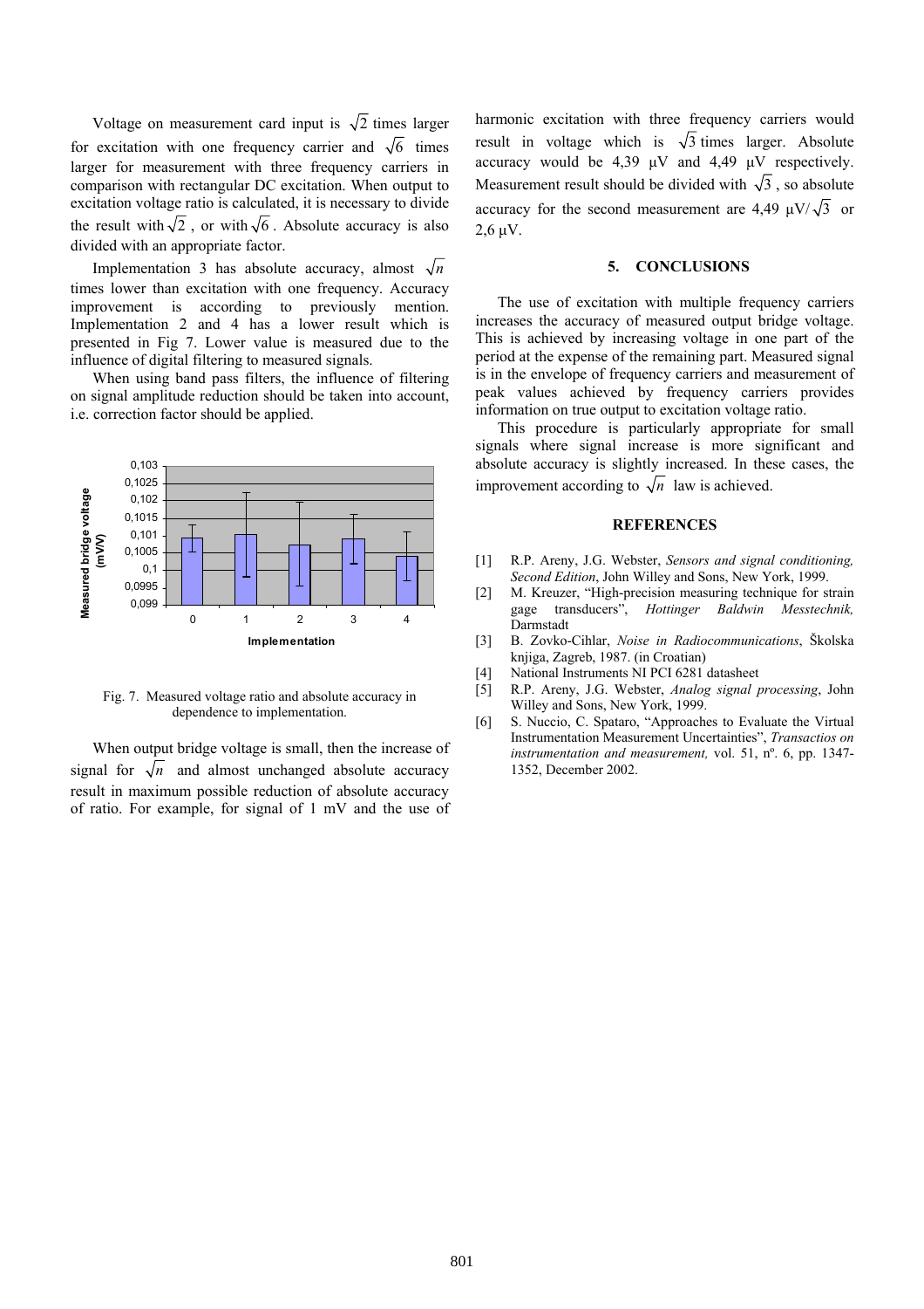Voltage on measurement card input is $\sqrt{2}$ times larger for excitation with one frequency carrier and $\sqrt{6}$ times larger for measurement with three frequency carriers in comparison with rectangular DC excitation. When output to excitation voltage ratio is calculated, it is necessary to divide the result with $\sqrt{2}$, or with $\sqrt{6}$. Absolute accuracy is also divided with an appropriate factor.

Implementation 3 has absolute accuracy, almost $\sqrt{n}$ times lower than excitation with one frequency. Accuracy improvement is according to previously mention. Implementation 2 and 4 has a lower result which is presented in Fig 7. Lower value is measured due to the influence of digital filtering to measured signals.

When using band pass filters, the influence of filtering on signal amplitude reduction should be taken into account, i.e. correction factor should be applied.

Measured bridge voltage (mV/V)
0,103
0,1025
0,102
0,1015
0,101
0,1005
0,1
0,0995
0,099
0 1 2 3 4
Implementation

Fig. 7. Measured voltage ratio and absolute accuracy in dependence to implementation.

When output bridge voltage is small, then the increase of signal for $\sqrt{n}$ and almost unchanged absolute accuracy result in maximum possible reduction of absolute accuracy of ratio. For example, for signal of 1 mV and the use of harmonic excitation with three frequency carriers would result in voltage which is $\sqrt{3}$ times larger. Absolute accuracy would be 4,39 μV and 4,49 μV respectively. Measurement result should be divided with $\sqrt{3}$, so absolute accuracy for the second measurement are 4,49 μV/$\sqrt{3}$ or 2,6 μV.

## 5. CONCLUSIONS

The use of excitation with multiple frequency carriers increases the accuracy of measured output bridge voltage. This is achieved by increasing voltage in one part of the period at the expense of the remaining part. Measured signal is in the envelope of frequency carriers and measurement of peak values achieved by frequency carriers provides information on true output to excitation voltage ratio.

This procedure is particularly appropriate for small signals where signal increase is more significant and absolute accuracy is slightly increased. In these cases, the improvement according to $\sqrt{n}$ law is achieved.

## REFERENCES

[1] R.P. Areny, J.G. Webster, *Sensors and signal conditioning, Second Edition*, John Willey and Sons, New York, 1999.

[2] M. Kreuzer, "High-precision measuring technique for strain gage transducers", *Hottinger Baldwin Messtechnik,* Darmstadt

[3] B. Zovko-Cihlar, *Noise in Radiocommunications*, Školska knjiga, Zagreb, 1987. (in Croatian)

[4] National Instruments NI PCI 6281 datasheet

[5] R.P. Areny, J.G. Webster, *Analog signal processing*, John Willey and Sons, New York, 1999.

[6] S. Nuccio, C. Spataro, "Approaches to Evaluate the Virtual Instrumentation Measurement Uncertainties", *Transactios on instrumentation and measurement,* vol. 51, nº. 6, pp. 1347-1352, December 2002.